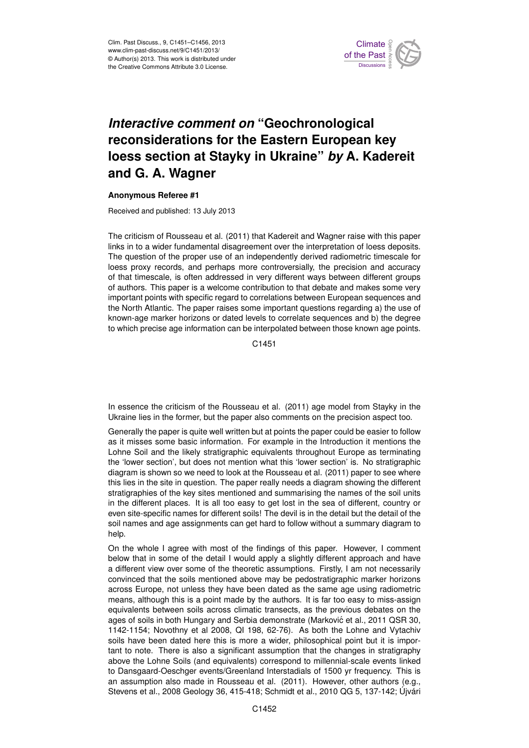# *Interactive comment on* "Geochronological reconsiderations for the Eastern European key loess section at Stayky in Ukraine" *by* A. Kadereit and G. A. Wagner

**Anonymous Referee #1**

Received and published: 13 July 2013

The criticism of Rousseau et al. (2011) that Kadereit and Wagner raise with this paper links in to a wider fundamental disagreement over the interpretation of loess deposits. The question of the proper use of an independently derived radiometric timescale for loess proxy records, and perhaps more controversially, the precision and accuracy of that timescale, is often addressed in very different ways between different groups of authors. This paper is a welcome contribution to that debate and makes some very important points with specific regard to correlations between European sequences and the North Atlantic. The paper raises some important questions regarding a) the use of known-age marker horizons or dated levels to correlate sequences and b) the degree to which precise age information can be interpolated between those known age points.

In essence the criticism of the Rousseau et al. (2011) age model from Stayky in the Ukraine lies in the former, but the paper also comments on the precision aspect too.

Generally the paper is quite well written but at points the paper could be easier to follow as it misses some basic information. For example in the Introduction it mentions the Lohne Soil and the likely stratigraphic equivalents throughout Europe as terminating the 'lower section', but does not mention what this 'lower section' is. No stratigraphic diagram is shown so we need to look at the Rousseau et al. (2011) paper to see where this lies in the site in question. The paper really needs a diagram showing the different stratigraphies of the key sites mentioned and summarising the names of the soil units in the different places. It is all too easy to get lost in the sea of different, country or even site-specific names for different soils! The devil is in the detail but the detail of the soil names and age assignments can get hard to follow without a summary diagram to help.

On the whole I agree with most of the findings of this paper. However, I comment below that in some of the detail I would apply a slightly different approach and have a different view over some of the theoretic assumptions. Firstly, I am not necessarily convinced that the soils mentioned above may be pedostratigraphic marker horizons across Europe, not unless they have been dated as the same age using radiometric means, although this is a point made by the authors. It is far too easy to miss-assign equivalents between soils across climatic transects, as the previous debates on the ages of soils in both Hungary and Serbia demonstrate (Marković et al., 2011 QSR 30, 1142-1154; Novothny et al 2008, QI 198, 62-76). As both the Lohne and Vytachiv soils have been dated here this is more a wider, philosophical point but it is important to note. There is also a significant assumption that the changes in stratigraphy above the Lohne Soils (and equivalents) correspond to millennial-scale events linked to Dansgaard-Oeschger events/Greenland Interstadials of 1500 yr frequency. This is an assumption also made in Rousseau et al. (2011). However, other authors (e.g., Stevens et al., 2008 Geology 36, 415-418; Schmidt et al., 2010 QG 5, 137-142; Újvári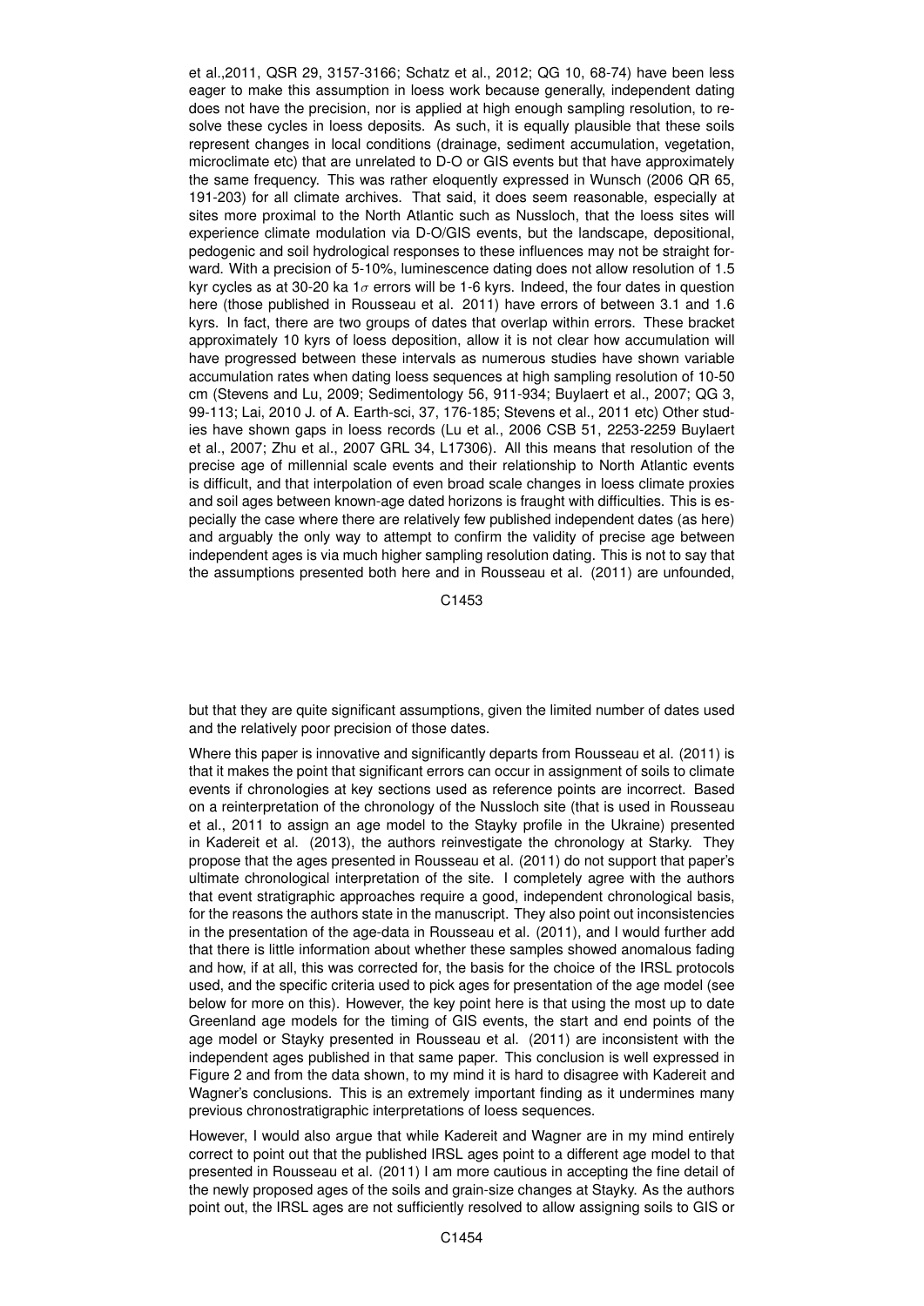et al.,2011, QSR 29, 3157-3166; Schatz et al., 2012; QG 10, 68-74) have been less eager to make this assumption in loess work because generally, independent dating does not have the precision, nor is applied at high enough sampling resolution, to resolve these cycles in loess deposits. As such, it is equally plausible that these soils represent changes in local conditions (drainage, sediment accumulation, vegetation, microclimate etc) that are unrelated to D-O or GIS events but that have approximately the same frequency. This was rather eloquently expressed in Wunsch (2006 QR 65, 191-203) for all climate archives. That said, it does seem reasonable, especially at sites more proximal to the North Atlantic such as Nussloch, that the loess sites will experience climate modulation via D-O/GIS events, but the landscape, depositional, pedogenic and soil hydrological responses to these influences may not be straight forward. With a precision of 5-10%, luminescence dating does not allow resolution of 1.5 kyr cycles as at 30-20 ka 1$\sigma$ errors will be 1-6 kyrs. Indeed, the four dates in question here (those published in Rousseau et al. 2011) have errors of between 3.1 and 1.6 kyrs. In fact, there are two groups of dates that overlap within errors. These bracket approximately 10 kyrs of loess deposition, allow it is not clear how accumulation will have progressed between these intervals as numerous studies have shown variable accumulation rates when dating loess sequences at high sampling resolution of 10-50 cm (Stevens and Lu, 2009; Sedimentology 56, 911-934; Buylaert et al., 2007; QG 3, 99-113; Lai, 2010 J. of A. Earth-sci, 37, 176-185; Stevens et al., 2011 etc) Other studies have shown gaps in loess records (Lu et al., 2006 CSB 51, 2253-2259 Buylaert et al., 2007; Zhu et al., 2007 GRL 34, L17306). All this means that resolution of the precise age of millennial scale events and their relationship to North Atlantic events is difficult, and that interpolation of even broad scale changes in loess climate proxies and soil ages between known-age dated horizons is fraught with difficulties. This is especially the case where there are relatively few published independent dates (as here) and arguably the only way to attempt to confirm the validity of precise age between independent ages is via much higher sampling resolution dating. This is not to say that the assumptions presented both here and in Rousseau et al. (2011) are unfounded, but that they are quite significant assumptions, given the limited number of dates used and the relatively poor precision of those dates.

Where this paper is innovative and significantly departs from Rousseau et al. (2011) is that it makes the point that significant errors can occur in assignment of soils to climate events if chronologies at key sections used as reference points are incorrect. Based on a reinterpretation of the chronology of the Nussloch site (that is used in Rousseau et al., 2011 to assign an age model to the Stayky profile in the Ukraine) presented in Kadereit et al. (2013), the authors reinvestigate the chronology at Starky. They propose that the ages presented in Rousseau et al. (2011) do not support that paper's ultimate chronological interpretation of the site. I completely agree with the authors that event stratigraphic approaches require a good, independent chronological basis, for the reasons the authors state in the manuscript. They also point out inconsistencies in the presentation of the age-data in Rousseau et al. (2011), and I would further add that there is little information about whether these samples showed anomalous fading and how, if at all, this was corrected for, the basis for the choice of the IRSL protocols used, and the specific criteria used to pick ages for presentation of the age model (see below for more on this). However, the key point here is that using the most up to date Greenland age models for the timing of GIS events, the start and end points of the age model or Stayky presented in Rousseau et al. (2011) are inconsistent with the independent ages published in that same paper. This conclusion is well expressed in Figure 2 and from the data shown, to my mind it is hard to disagree with Kadereit and Wagner's conclusions. This is an extremely important finding as it undermines many previous chronostratigraphic interpretations of loess sequences.

However, I would also argue that while Kadereit and Wagner are in my mind entirely correct to point out that the published IRSL ages point to a different age model to that presented in Rousseau et al. (2011) I am more cautious in accepting the fine detail of the newly proposed ages of the soils and grain-size changes at Stayky. As the authors point out, the IRSL ages are not sufficiently resolved to allow assigning soils to GIS or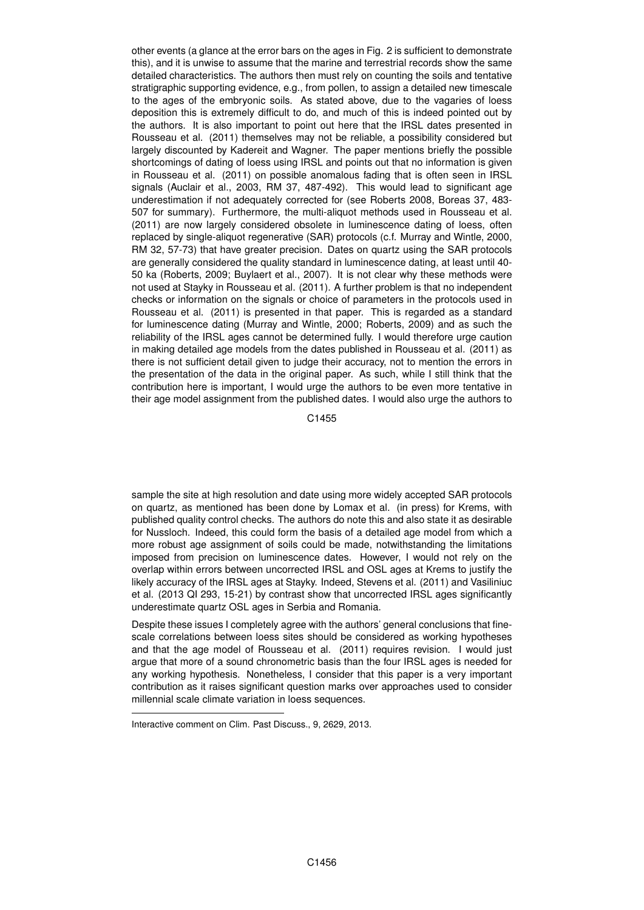other events (a glance at the error bars on the ages in Fig. 2 is sufficient to demonstrate this), and it is unwise to assume that the marine and terrestrial records show the same detailed characteristics. The authors then must rely on counting the soils and tentative stratigraphic supporting evidence, e.g., from pollen, to assign a detailed new timescale to the ages of the embryonic soils. As stated above, due to the vagaries of loess deposition this is extremely difficult to do, and much of this is indeed pointed out by the authors. It is also important to point out here that the IRSL dates presented in Rousseau et al. (2011) themselves may not be reliable, a possibility considered but largely discounted by Kadereit and Wagner. The paper mentions briefly the possible shortcomings of dating of loess using IRSL and points out that no information is given in Rousseau et al. (2011) on possible anomalous fading that is often seen in IRSL signals (Auclair et al., 2003, RM 37, 487-492). This would lead to significant age underestimation if not adequately corrected for (see Roberts 2008, Boreas 37, 483-507 for summary). Furthermore, the multi-aliquot methods used in Rousseau et al. (2011) are now largely considered obsolete in luminescence dating of loess, often replaced by single-aliquot regenerative (SAR) protocols (c.f. Murray and Wintle, 2000, RM 32, 57-73) that have greater precision. Dates on quartz using the SAR protocols are generally considered the quality standard in luminescence dating, at least until 40-50 ka (Roberts, 2009; Buylaert et al., 2007). It is not clear why these methods were not used at Stayky in Rousseau et al. (2011). A further problem is that no independent checks or information on the signals or choice of parameters in the protocols used in Rousseau et al. (2011) is presented in that paper. This is regarded as a standard for luminescence dating (Murray and Wintle, 2000; Roberts, 2009) and as such the reliability of the IRSL ages cannot be determined fully. I would therefore urge caution in making detailed age models from the dates published in Rousseau et al. (2011) as there is not sufficient detail given to judge their accuracy, not to mention the errors in the presentation of the data in the original paper. As such, while I still think that the contribution here is important, I would urge the authors to be even more tentative in their age model assignment from the published dates. I would also urge the authors to sample the site at high resolution and date using more widely accepted SAR protocols on quartz, as mentioned has been done by Lomax et al. (in press) for Krems, with published quality control checks. The authors do note this and also state it as desirable for Nussloch. Indeed, this could form the basis of a detailed age model from which a more robust age assignment of soils could be made, notwithstanding the limitations imposed from precision on luminescence dates. However, I would not rely on the overlap within errors between uncorrected IRSL and OSL ages at Krems to justify the likely accuracy of the IRSL ages at Stayky. Indeed, Stevens et al. (2011) and Vasiliniuc et al. (2013 QI 293, 15-21) by contrast show that uncorrected IRSL ages significantly underestimate quartz OSL ages in Serbia and Romania.

Despite these issues I completely agree with the authors' general conclusions that fine-scale correlations between loess sites should be considered as working hypotheses and that the age model of Rousseau et al. (2011) requires revision. I would just argue that more of a sound chronometric basis than the four IRSL ages is needed for any working hypothesis. Nonetheless, I consider that this paper is a very important contribution as it raises significant question marks over approaches used to consider millennial scale climate variation in loess sequences.

---

Interactive comment on Clim. Past Discuss., 9, 2629, 2013.